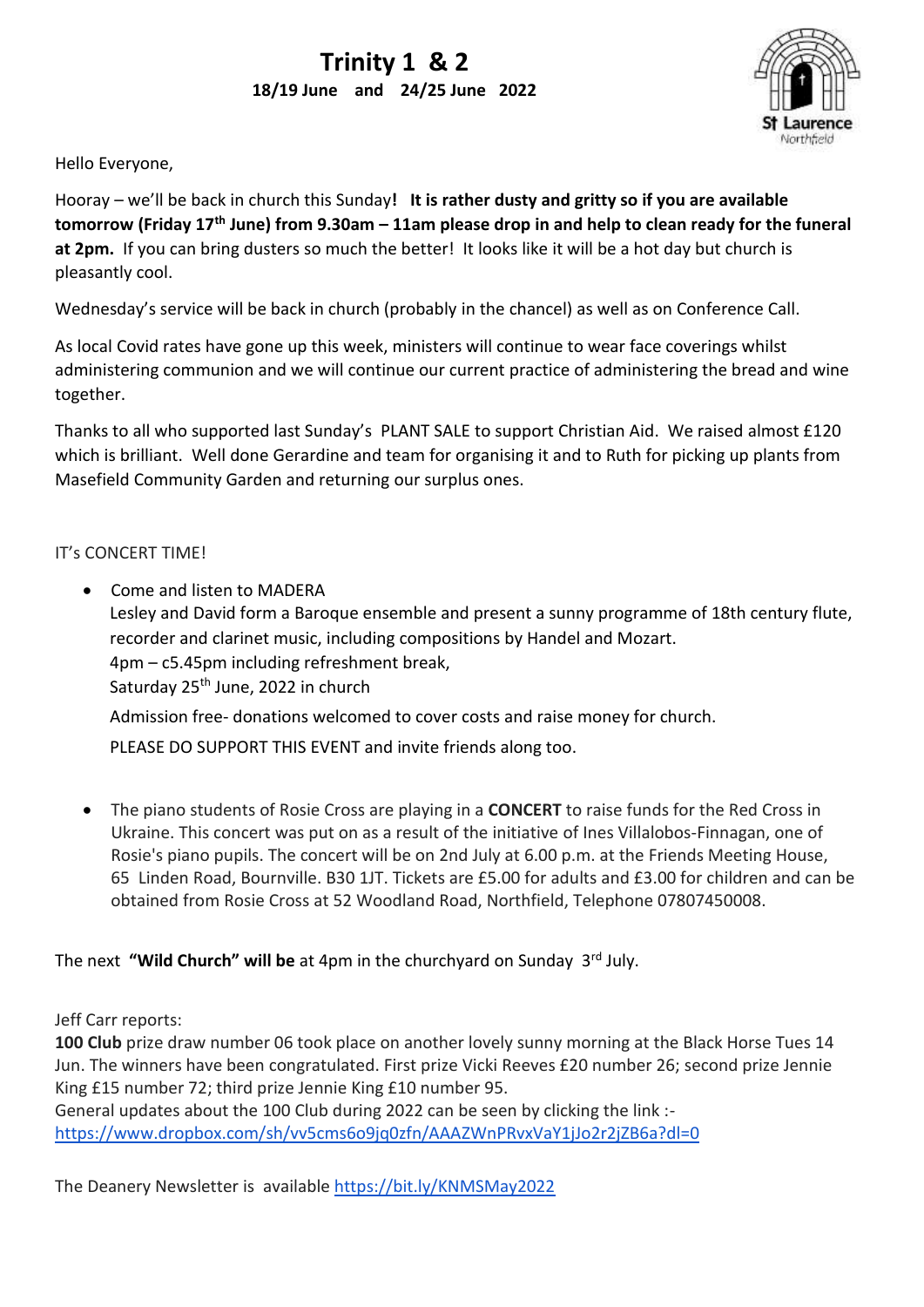# Trinity 1 & 2

**18/19 June and 24/25 June 2022**

St Laurence
Northfield

Hello Everyone,

Hooray – we'll be back in church this Sunday**! It is rather dusty and gritty so if you are available tomorrow (Friday 17th June) from 9.30am – 11am please drop in and help to clean ready for the funeral at 2pm.** If you can bring dusters so much the better! It looks like it will be a hot day but church is pleasantly cool.

Wednesday's service will be back in church (probably in the chancel) as well as on Conference Call.

As local Covid rates have gone up this week, ministers will continue to wear face coverings whilst administering communion and we will continue our current practice of administering the bread and wine together.

Thanks to all who supported last Sunday's PLANT SALE to support Christian Aid. We raised almost £120 which is brilliant. Well done Gerardine and team for organising it and to Ruth for picking up plants from Masefield Community Garden and returning our surplus ones.

IT's CONCERT TIME!

- Come and listen to MADERA
  Lesley and David form a Baroque ensemble and present a sunny programme of 18th century flute, recorder and clarinet music, including compositions by Handel and Mozart.
  4pm – c5.45pm including refreshment break,
  Saturday 25th June, 2022 in church

  Admission free- donations welcomed to cover costs and raise money for church.

  PLEASE DO SUPPORT THIS EVENT and invite friends along too.

- The piano students of Rosie Cross are playing in a **CONCERT** to raise funds for the Red Cross in Ukraine. This concert was put on as a result of the initiative of Ines Villalobos-Finnagan, one of Rosie's piano pupils. The concert will be on 2nd July at 6.00 p.m. at the Friends Meeting House, 65 Linden Road, Bournville. B30 1JT. Tickets are £5.00 for adults and £3.00 for children and can be obtained from Rosie Cross at 52 Woodland Road, Northfield, Telephone 07807450008.

The next **"Wild Church" will be** at 4pm in the churchyard on Sunday 3rd July.

Jeff Carr reports:
**100 Club** prize draw number 06 took place on another lovely sunny morning at the Black Horse Tues 14 Jun. The winners have been congratulated. First prize Vicki Reeves £20 number 26; second prize Jennie King £15 number 72; third prize Jennie King £10 number 95.
General updates about the 100 Club during 2022 can be seen by clicking the link :-
https://www.dropbox.com/sh/vv5cms6o9jq0zfn/AAAZWnPRvxVaY1jJo2r2jZB6a?dl=0

The Deanery Newsletter is available https://bit.ly/KNMSMay2022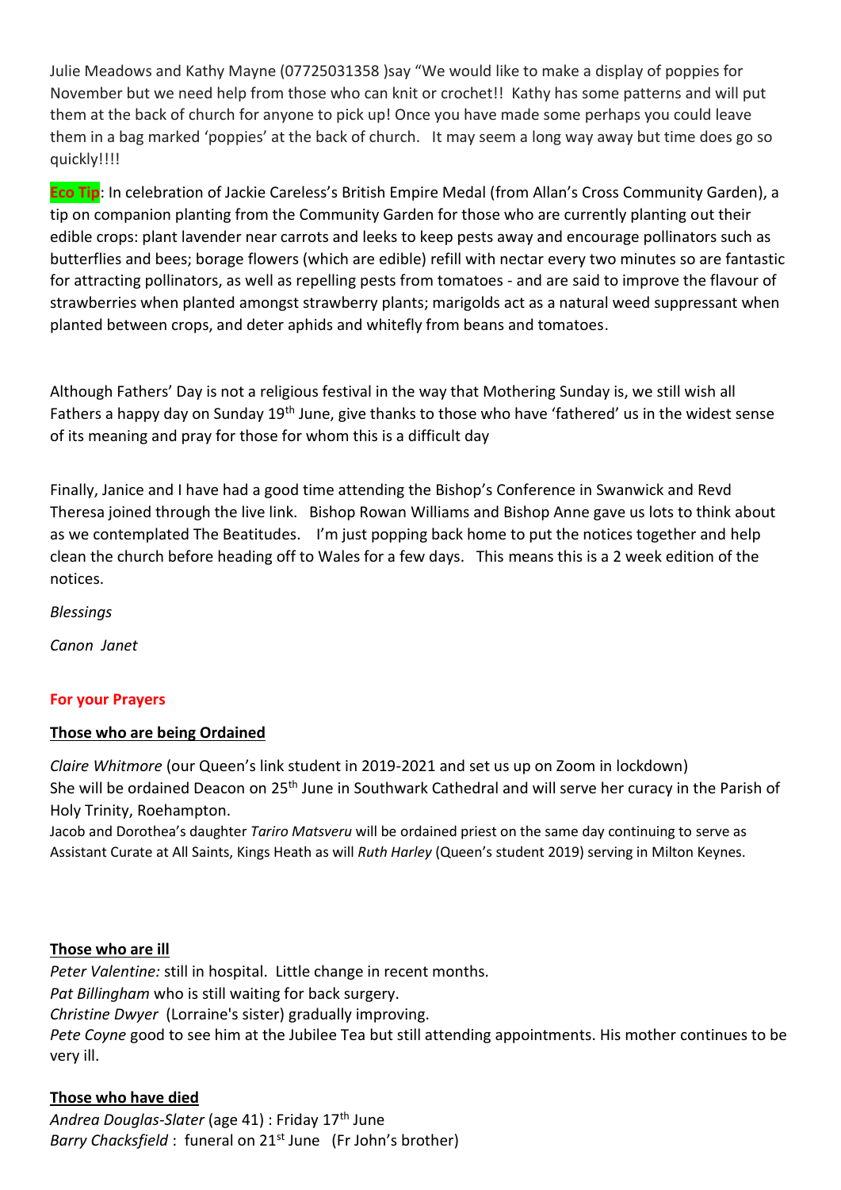Julie Meadows and Kathy Mayne (07725031358 )say "We would like to make a display of poppies for November but we need help from those who can knit or crochet!! Kathy has some patterns and will put them at the back of church for anyone to pick up! Once you have made some perhaps you could leave them in a bag marked 'poppies' at the back of church. It may seem a long way away but time does go so quickly!!!!

**Eco Tip**: In celebration of Jackie Careless's British Empire Medal (from Allan's Cross Community Garden), a tip on companion planting from the Community Garden for those who are currently planting out their edible crops: plant lavender near carrots and leeks to keep pests away and encourage pollinators such as butterflies and bees; borage flowers (which are edible) refill with nectar every two minutes so are fantastic for attracting pollinators, as well as repelling pests from tomatoes - and are said to improve the flavour of strawberries when planted amongst strawberry plants; marigolds act as a natural weed suppressant when planted between crops, and deter aphids and whitefly from beans and tomatoes.

Although Fathers' Day is not a religious festival in the way that Mothering Sunday is, we still wish all Fathers a happy day on Sunday 19th June, give thanks to those who have 'fathered' us in the widest sense of its meaning and pray for those for whom this is a difficult day

Finally, Janice and I have had a good time attending the Bishop's Conference in Swanwick and Revd Theresa joined through the live link. Bishop Rowan Williams and Bishop Anne gave us lots to think about as we contemplated The Beatitudes. I'm just popping back home to put the notices together and help clean the church before heading off to Wales for a few days. This means this is a 2 week edition of the notices.

*Blessings*

*Canon Janet*

## For your Prayers

### Those who are being Ordained

*Claire Whitmore* (our Queen's link student in 2019-2021 and set us up on Zoom in lockdown)
She will be ordained Deacon on 25th June in Southwark Cathedral and will serve her curacy in the Parish of Holy Trinity, Roehampton.

Jacob and Dorothea's daughter *Tariro Matsveru* will be ordained priest on the same day continuing to serve as Assistant Curate at All Saints, Kings Heath as will *Ruth Harley* (Queen's student 2019) serving in Milton Keynes.

### Those who are ill

*Peter Valentine:* still in hospital. Little change in recent months.
*Pat Billingham* who is still waiting for back surgery.
*Christine Dwyer* (Lorraine's sister) gradually improving.
*Pete Coyne* good to see him at the Jubilee Tea but still attending appointments. His mother continues to be very ill.

### Those who have died

*Andrea Douglas-Slater* (age 41) : Friday 17th June
*Barry Chacksfield* : funeral on 21st June (Fr John's brother)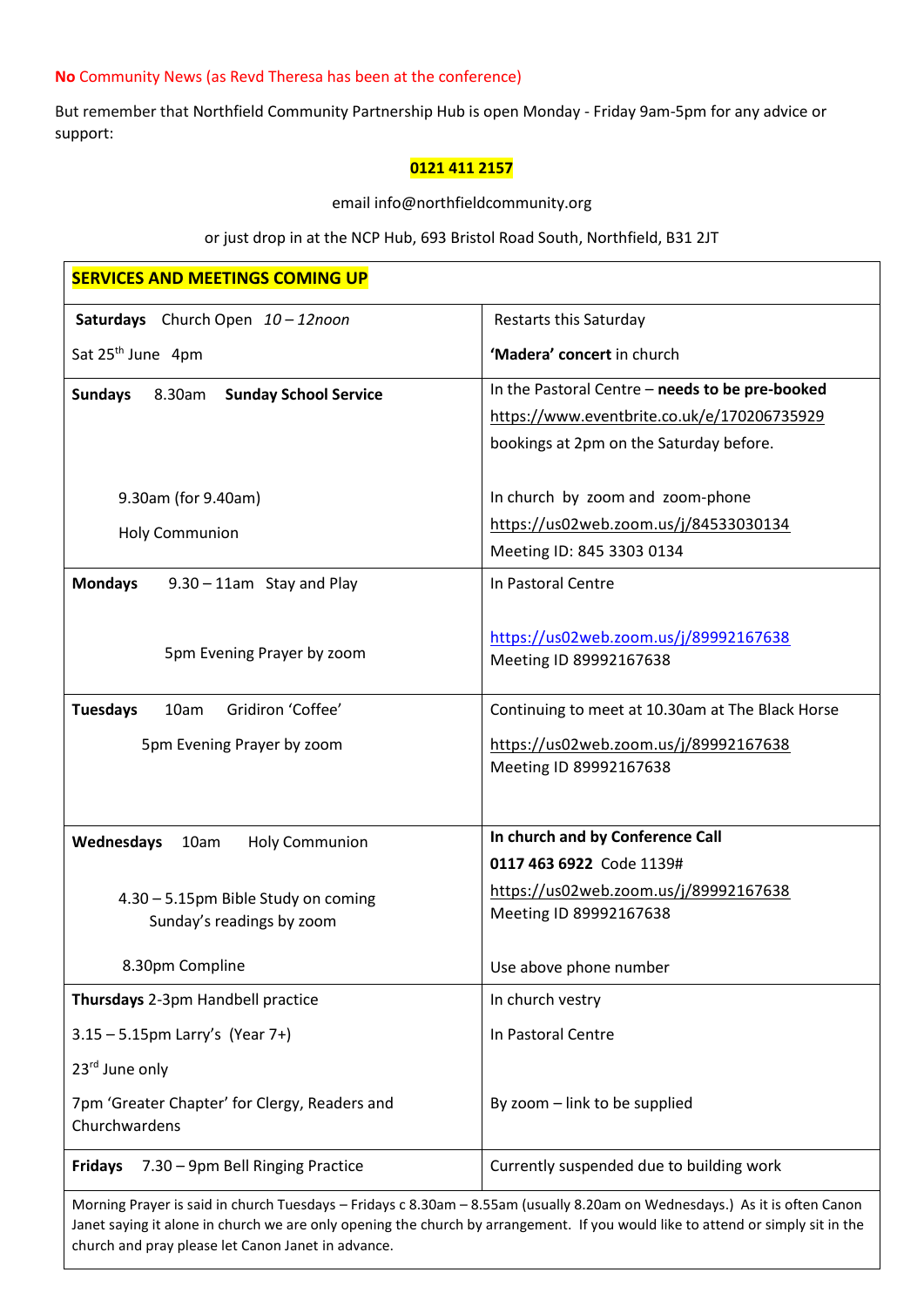**No** Community News (as Revd Theresa has been at the conference)

But remember that Northfield Community Partnership Hub is open Monday - Friday 9am-5pm for any advice or support:

**0121 411 2157**

email info@northfieldcommunity.org

or just drop in at the NCP Hub, 693 Bristol Road South, Northfield, B31 2JT

| **SERVICES AND MEETINGS COMING UP** | |
|---|---|
| **Saturdays** Church Open *10 – 12noon*<br>Sat 25th June 4pm | Restarts this Saturday<br>**'Madera' concert** in church |
| **Sundays** 8.30am **Sunday School Service**<br><br>9.30am (for 9.40am)<br>Holy Communion | In the Pastoral Centre – **needs to be pre-booked** https://www.eventbrite.co.uk/e/170206735929 bookings at 2pm on the Saturday before.<br><br>In church by zoom and zoom-phone https://us02web.zoom.us/j/84533030134 Meeting ID: 845 3303 0134 |
| **Mondays** 9.30 – 11am Stay and Play<br><br>5pm Evening Prayer by zoom | In Pastoral Centre<br><br>https://us02web.zoom.us/j/89992167638 Meeting ID 89992167638 |
| **Tuesdays** 10am Gridiron 'Coffee'<br>5pm Evening Prayer by zoom | Continuing to meet at 10.30am at The Black Horse<br>https://us02web.zoom.us/j/89992167638 Meeting ID 89992167638 |
| **Wednesdays** 10am Holy Communion<br><br>4.30 – 5.15pm Bible Study on coming Sunday's readings by zoom<br><br>8.30pm Compline | **In church and by Conference Call**<br>**0117 463 6922** Code 1139#<br>https://us02web.zoom.us/j/89992167638 Meeting ID 89992167638<br><br>Use above phone number |
| **Thursdays** 2-3pm Handbell practice<br>3.15 – 5.15pm Larry's (Year 7+)<br>23rd June only<br>7pm 'Greater Chapter' for Clergy, Readers and Churchwardens | In church vestry<br>In Pastoral Centre<br><br>By zoom – link to be supplied |
| **Fridays** 7.30 – 9pm Bell Ringing Practice | Currently suspended due to building work |
| Morning Prayer is said in church Tuesdays – Fridays c 8.30am – 8.55am (usually 8.20am on Wednesdays.) As it is often Canon Janet saying it alone in church we are only opening the church by arrangement. If you would like to attend or simply sit in the church and pray please let Canon Janet in advance. | |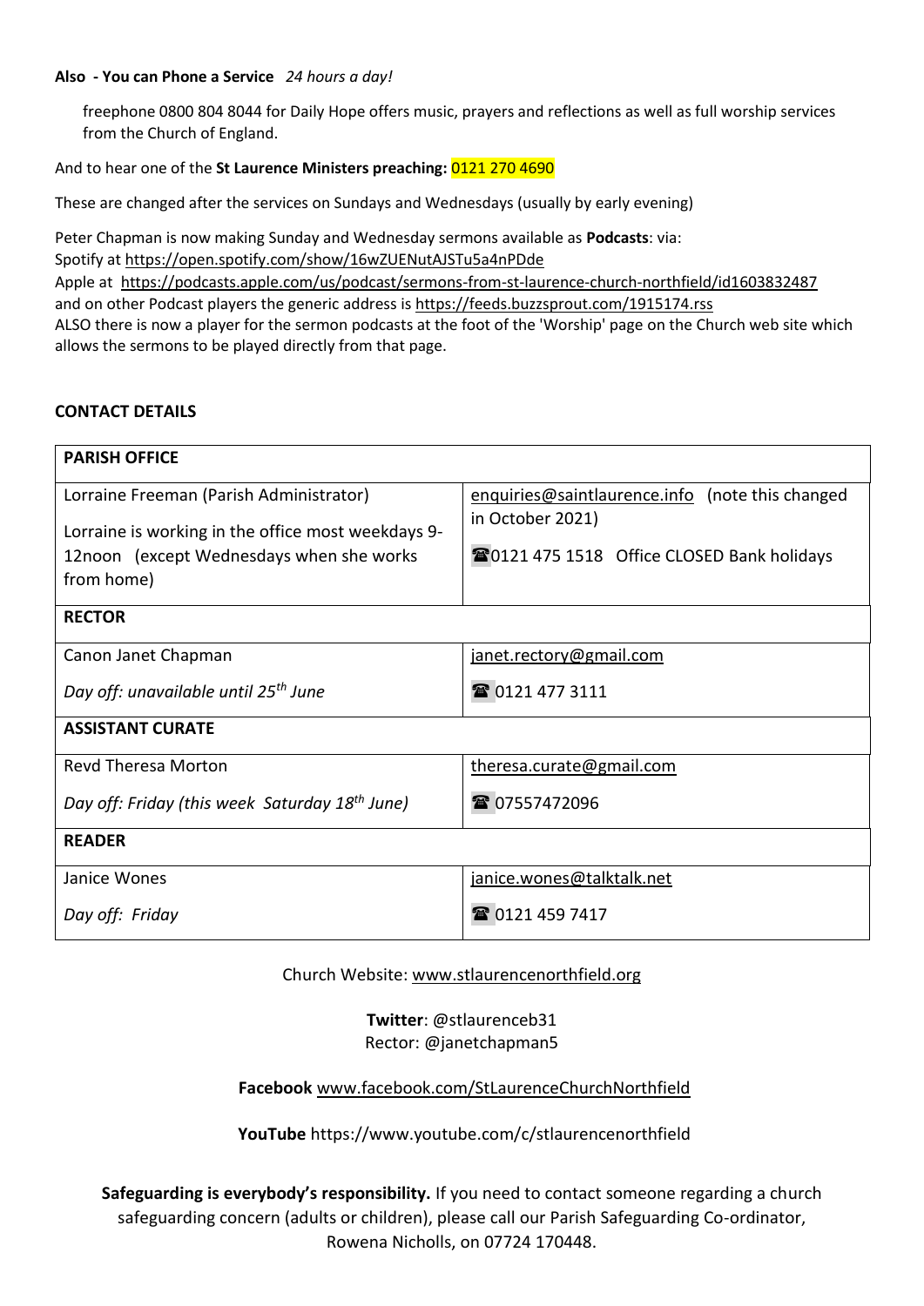**Also - You can Phone a Service** *24 hours a day!*

freephone 0800 804 8044 for Daily Hope offers music, prayers and reflections as well as full worship services from the Church of England.

And to hear one of the **St Laurence Ministers preaching:** 0121 270 4690

These are changed after the services on Sundays and Wednesdays (usually by early evening)

Peter Chapman is now making Sunday and Wednesday sermons available as **Podcasts**: via:
Spotify at https://open.spotify.com/show/16wZUENutAJSTu5a4nPDde
Apple at https://podcasts.apple.com/us/podcast/sermons-from-st-laurence-church-northfield/id1603832487
and on other Podcast players the generic address is https://feeds.buzzsprout.com/1915174.rss
ALSO there is now a player for the sermon podcasts at the foot of the 'Worship' page on the Church web site which allows the sermons to be played directly from that page.

**CONTACT DETAILS**

| **PARISH OFFICE** | |
|---|---|
| Lorraine Freeman (Parish Administrator)<br><br>Lorraine is working in the office most weekdays 9-12noon (except Wednesdays when she works from home) | enquiries@saintlaurence.info (note this changed in October 2021)<br><br>☎0121 475 1518 Office CLOSED Bank holidays |
| **RECTOR** | |
| Canon Janet Chapman<br><br>*Day off: unavailable until 25th June* | janet.rectory@gmail.com<br><br>☎ 0121 477 3111 |
| **ASSISTANT CURATE** | |
| Revd Theresa Morton<br><br>*Day off: Friday (this week Saturday 18th June)* | theresa.curate@gmail.com<br><br>☎ 07557472096 |
| **READER** | |
| Janice Wones<br><br>*Day off: Friday* | janice.wones@talktalk.net<br><br>☎ 0121 459 7417 |

Church Website: www.stlaurencenorthfield.org

**Twitter**: @stlaurenceb31
Rector: @janetchapman5

**Facebook** www.facebook.com/StLaurenceChurchNorthfield

**YouTube** https://www.youtube.com/c/stlaurencenorthfield

**Safeguarding is everybody's responsibility.** If you need to contact someone regarding a church safeguarding concern (adults or children), please call our Parish Safeguarding Co-ordinator, Rowena Nicholls, on 07724 170448.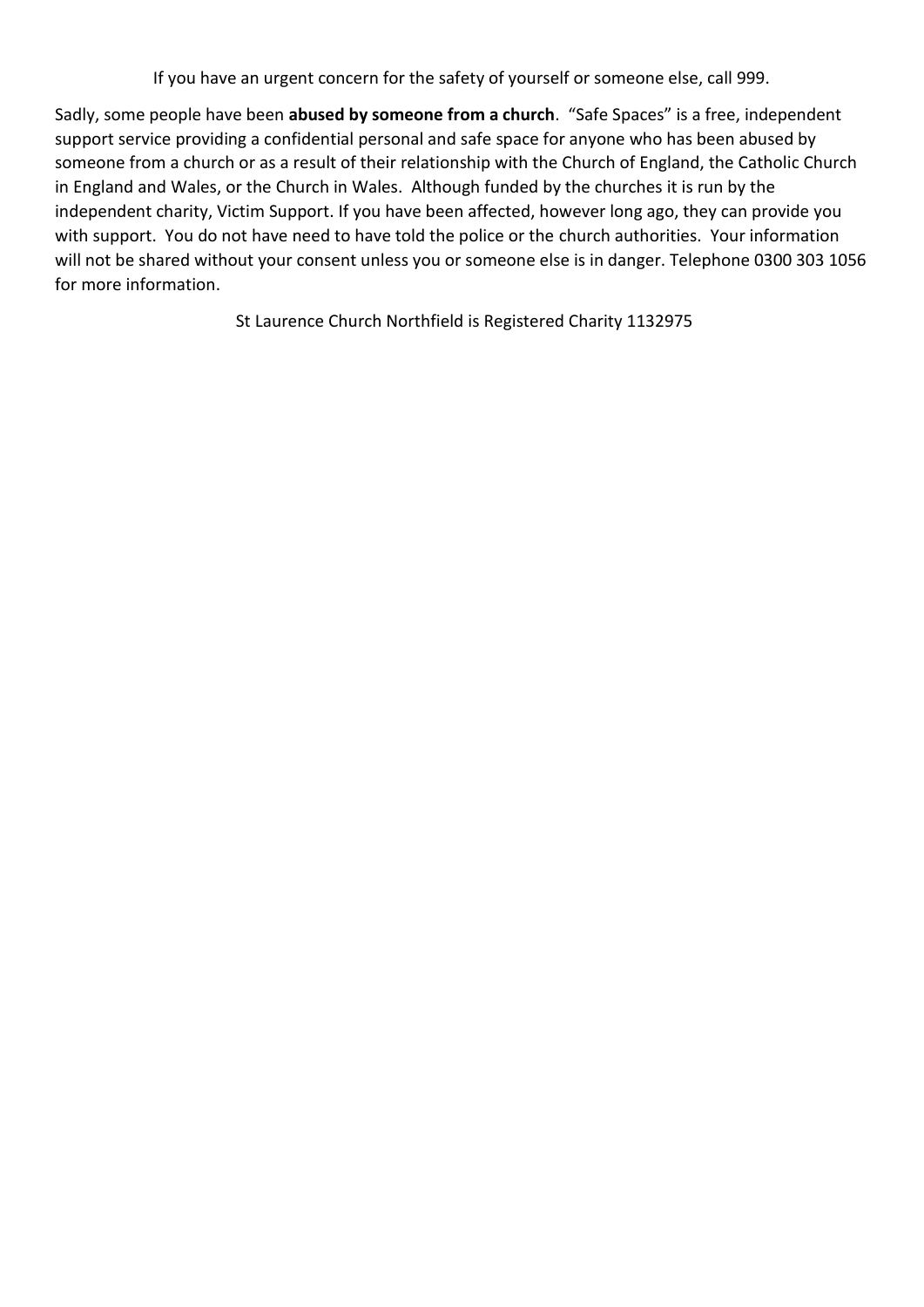If you have an urgent concern for the safety of yourself or someone else, call 999.

Sadly, some people have been **abused by someone from a church**. "Safe Spaces" is a free, independent support service providing a confidential personal and safe space for anyone who has been abused by someone from a church or as a result of their relationship with the Church of England, the Catholic Church in England and Wales, or the Church in Wales. Although funded by the churches it is run by the independent charity, Victim Support. If you have been affected, however long ago, they can provide you with support. You do not have need to have told the police or the church authorities. Your information will not be shared without your consent unless you or someone else is in danger. Telephone 0300 303 1056 for more information.

St Laurence Church Northfield is Registered Charity 1132975